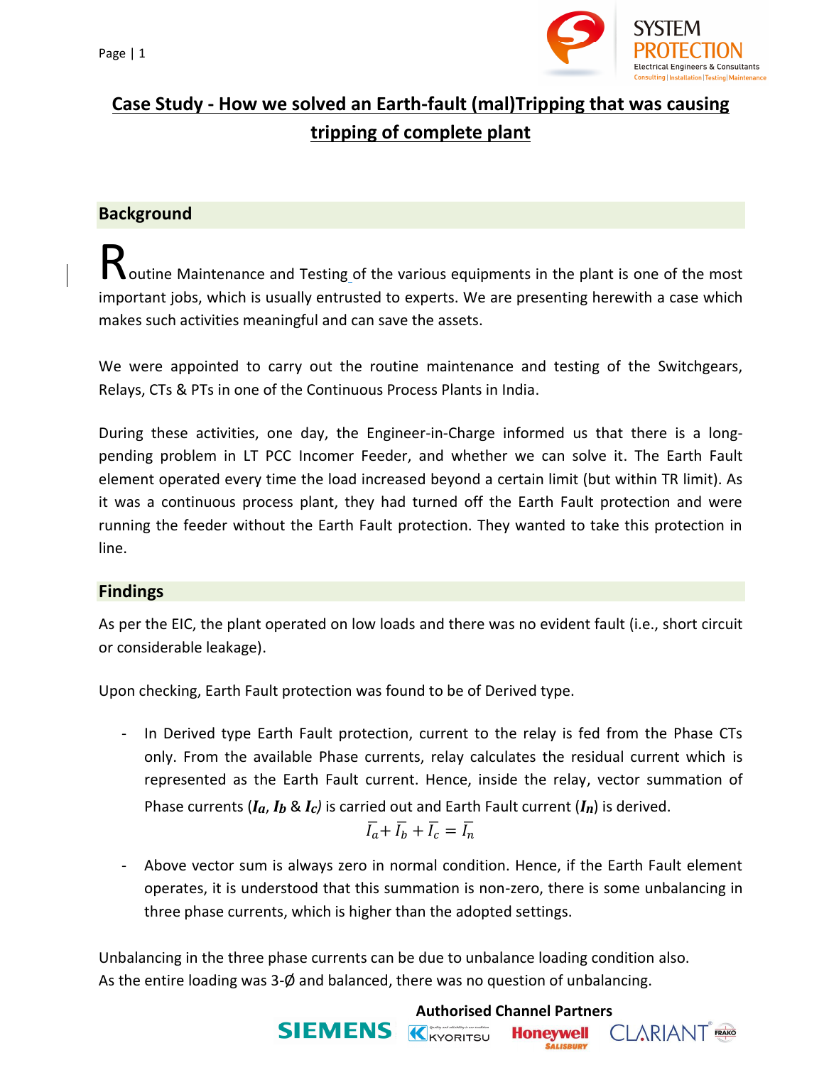# Case Study - How we solved an Earth-fault (mal)Tripping that was causing tripping of complete plant

## Background

Routine Maintenance and Testing of the various equipments in the plant is one of the most important jobs, which is usually entrusted to experts. We are presenting herewith a case which makes such activities meaningful and can save the assets.

We were appointed to carry out the routine maintenance and testing of the Switchgears, Relays, CTs & PTs in one of the Continuous Process Plants in India.

During these activities, one day, the Engineer-in-Charge informed us that there is a long-pending problem in LT PCC Incomer Feeder, and whether we can solve it. The Earth Fault element operated every time the load increased beyond a certain limit (but within TR limit). As it was a continuous process plant, they had turned off the Earth Fault protection and were running the feeder without the Earth Fault protection. They wanted to take this protection in line.

## Findings

As per the EIC, the plant operated on low loads and there was no evident fault (i.e., short circuit or considerable leakage).

Upon checking, Earth Fault protection was found to be of Derived type.

- In Derived type Earth Fault protection, current to the relay is fed from the Phase CTs only. From the available Phase currents, relay calculates the residual current which is represented as the Earth Fault current. Hence, inside the relay, vector summation of Phase currents ($\boldsymbol{I_a}$, $\boldsymbol{I_b}$ & $\boldsymbol{I_c}$) is carried out and Earth Fault current ($\boldsymbol{I_n}$) is derived.

$$\overline{I_a} + \overline{I_b} + \overline{I_c} = \overline{I_n}$$

- Above vector sum is always zero in normal condition. Hence, if the Earth Fault element operates, it is understood that this summation is non-zero, there is some unbalancing in three phase currents, which is higher than the adopted settings.

Unbalancing in the three phase currents can be due to unbalance loading condition also.
As the entire loading was 3-Ø and balanced, there was no question of unbalancing.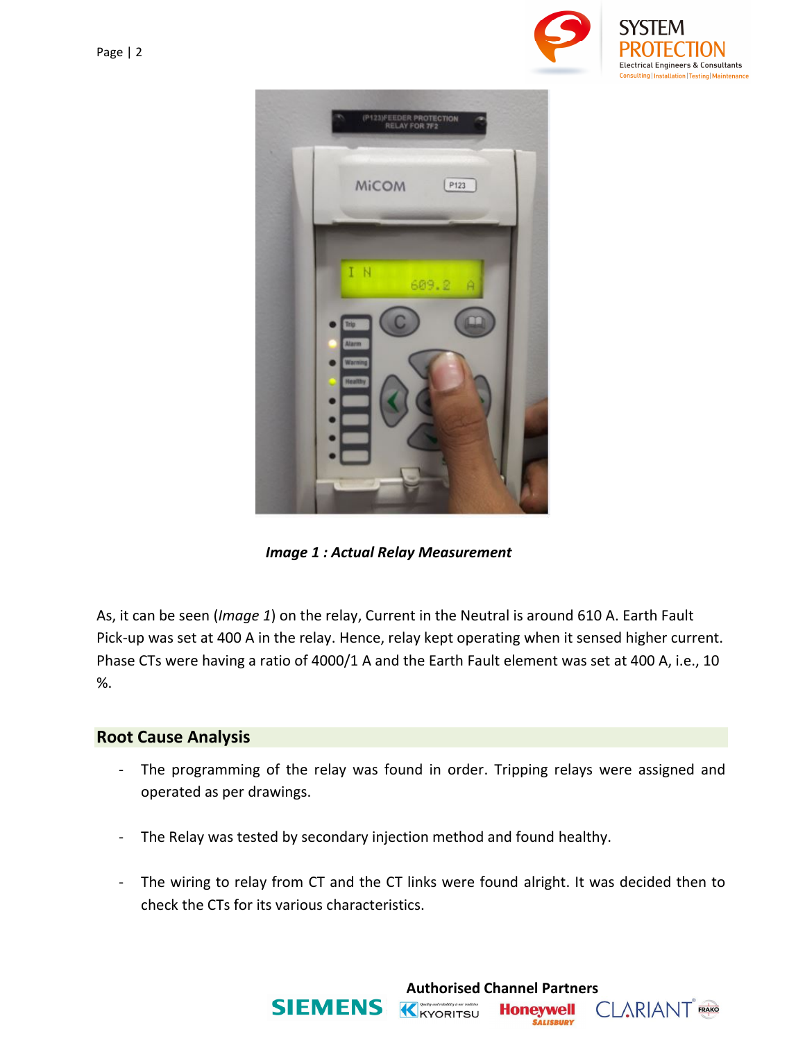*Image 1 : Actual Relay Measurement*

As, it can be seen (*Image 1*) on the relay, Current in the Neutral is around 610 A. Earth Fault Pick-up was set at 400 A in the relay. Hence, relay kept operating when it sensed higher current. Phase CTs were having a ratio of 4000/1 A and the Earth Fault element was set at 400 A, i.e., 10 %.

## Root Cause Analysis

- The programming of the relay was found in order. Tripping relays were assigned and operated as per drawings.

- The Relay was tested by secondary injection method and found healthy.

- The wiring to relay from CT and the CT links were found alright. It was decided then to check the CTs for its various characteristics.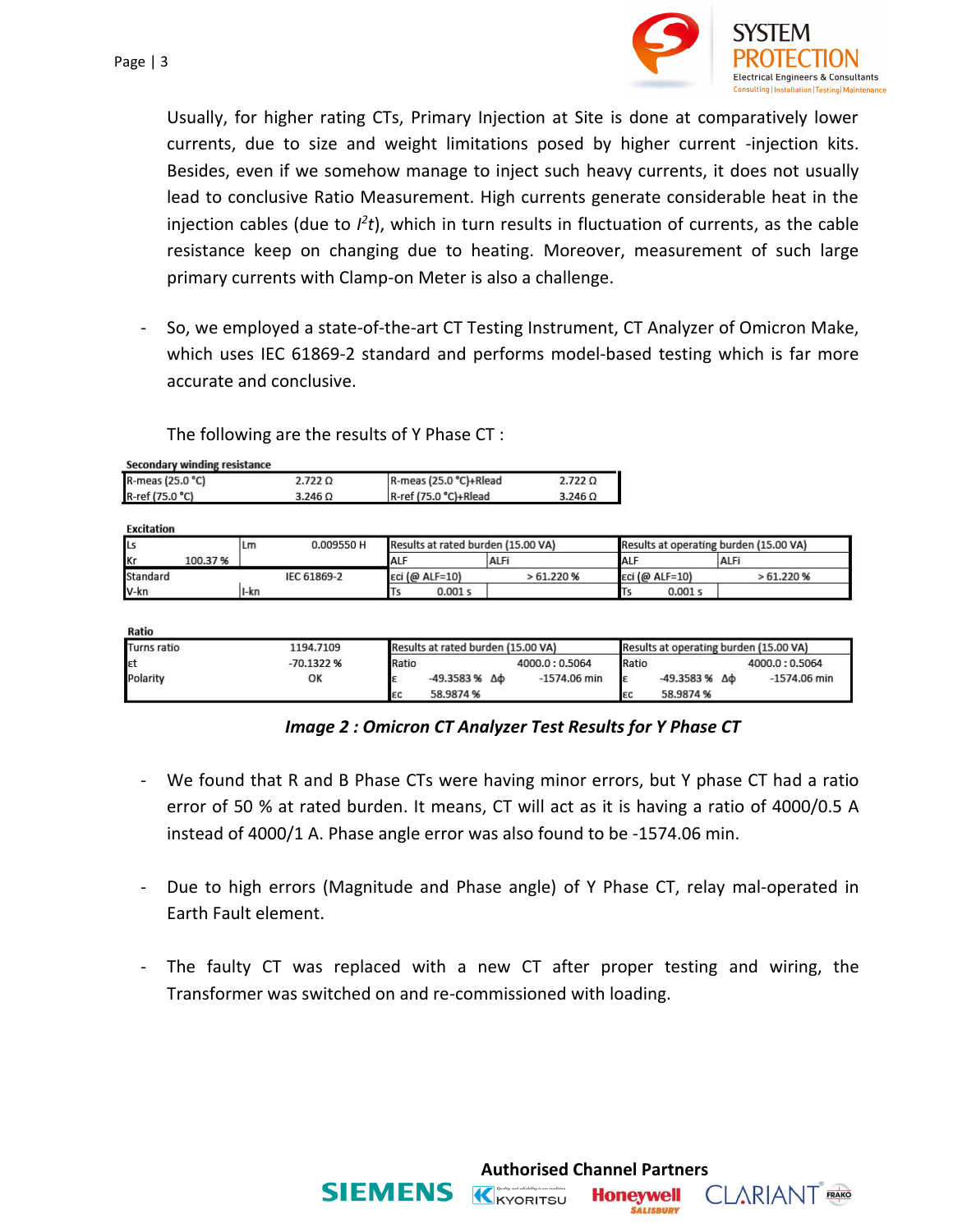Usually, for higher rating CTs, Primary Injection at Site is done at comparatively lower currents, due to size and weight limitations posed by higher current -injection kits. Besides, even if we somehow manage to inject such heavy currents, it does not usually lead to conclusive Ratio Measurement. High currents generate considerable heat in the injection cables (due to $I^2t$), which in turn results in fluctuation of currents, as the cable resistance keep on changing due to heating. Moreover, measurement of such large primary currents with Clamp-on Meter is also a challenge.

- So, we employed a state-of-the-art CT Testing Instrument, CT Analyzer of Omicron Make, which uses IEC 61869-2 standard and performs model-based testing which is far more accurate and conclusive.

The following are the results of Y Phase CT :

**Secondary winding resistance**

| | | | |
|---|---|---|---|
| R-meas (25.0 °C) | 2.722 Ω | R-meas (25.0 °C)+Rlead | 2.722 Ω |
| R-ref (75.0 °C) | 3.246 Ω | R-ref (75.0 °C)+Rlead | 3.246 Ω |

**Excitation**

| | | | | Results at rated burden (15.00 VA) | | | | Results at operating burden (15.00 VA) | | | |
|---|---|---|---|---|---|---|---|---|---|---|---|
| Ls | | Lm | 0.009550 H | ALF | | ALFi | | ALF | | ALFi | |
| Kr | 100.37 % | | | εci (@ ALF=10) | | | > 61.220 % | εci (@ ALF=10) | | | > 61.220 % |
| Standard | | IEC 61869-2 | | Ts | 0.001 s | | | Ts | 0.001 s | | |
| V-kn | | I-kn | | | | | | | | | |

**Ratio**

| | | Results at rated burden (15.00 VA) | | | | Results at operating burden (15.00 VA) | | | |
|---|---|---|---|---|---|---|---|---|---|
| Turns ratio | 1194.7109 | Ratio | | | 4000.0 : 0.5064 | Ratio | | | 4000.0 : 0.5064 |
| εt | -70.1322 % | ε | -49.3583 % | Δφ | -1574.06 min | ε | -49.3583 % | Δφ | -1574.06 min |
| Polarity | OK | εc | 58.9874 % | | | εc | 58.9874 % | | |

***Image 2 : Omicron CT Analyzer Test Results for Y Phase CT***

- We found that R and B Phase CTs were having minor errors, but Y phase CT had a ratio error of 50 % at rated burden. It means, CT will act as it is having a ratio of 4000/0.5 A instead of 4000/1 A. Phase angle error was also found to be -1574.06 min.

- Due to high errors (Magnitude and Phase angle) of Y Phase CT, relay mal-operated in Earth Fault element.

- The faulty CT was replaced with a new CT after proper testing and wiring, the Transformer was switched on and re-commissioned with loading.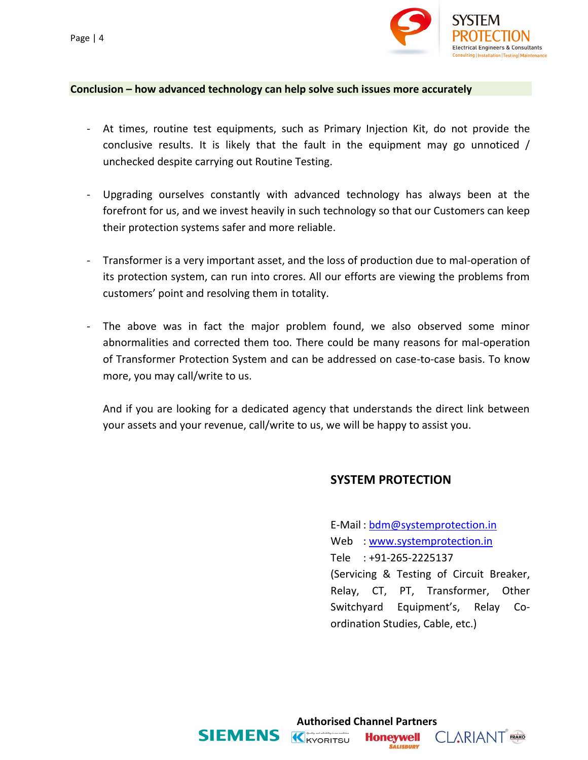**Conclusion – how advanced technology can help solve such issues more accurately**

- At times, routine test equipments, such as Primary Injection Kit, do not provide the conclusive results. It is likely that the fault in the equipment may go unnoticed / unchecked despite carrying out Routine Testing.

- Upgrading ourselves constantly with advanced technology has always been at the forefront for us, and we invest heavily in such technology so that our Customers can keep their protection systems safer and more reliable.

- Transformer is a very important asset, and the loss of production due to mal-operation of its protection system, can run into crores. All our efforts are viewing the problems from customers' point and resolving them in totality.

- The above was in fact the major problem found, we also observed some minor abnormalities and corrected them too. There could be many reasons for mal-operation of Transformer Protection System and can be addressed on case-to-case basis. To know more, you may call/write to us.

  And if you are looking for a dedicated agency that understands the direct link between your assets and your revenue, call/write to us, we will be happy to assist you.

**SYSTEM PROTECTION**

E-Mail : bdm@systemprotection.in
Web : www.systemprotection.in
Tele : +91-265-2225137
(Servicing & Testing of Circuit Breaker, Relay, CT, PT, Transformer, Other Switchyard Equipment's, Relay Co-ordination Studies, Cable, etc.)

**Authorised Channel Partners**

SIEMENS KYORITSU Honeywell SALISBURY CLARIANT FRAKO